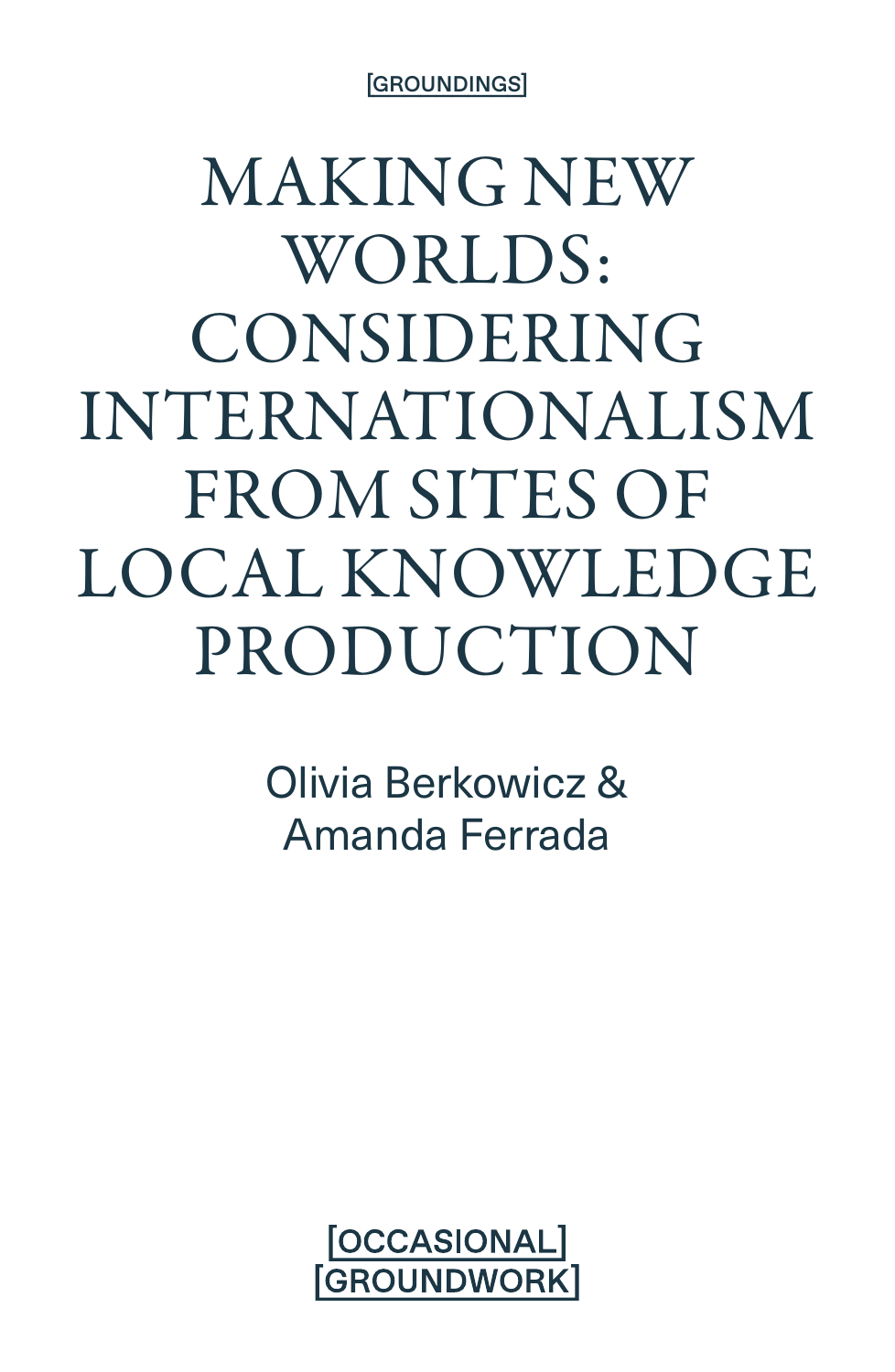[GROUNDINGS]

# MAKING NEW WORLDS: CONSIDERING INTERNATIONALISM FROM SITES OF LOCAL KNOWLEDGE PRODUCTION

Olivia Berkowicz & Amanda Ferrada

[OCCASIONAL]
[GROUNDWORK]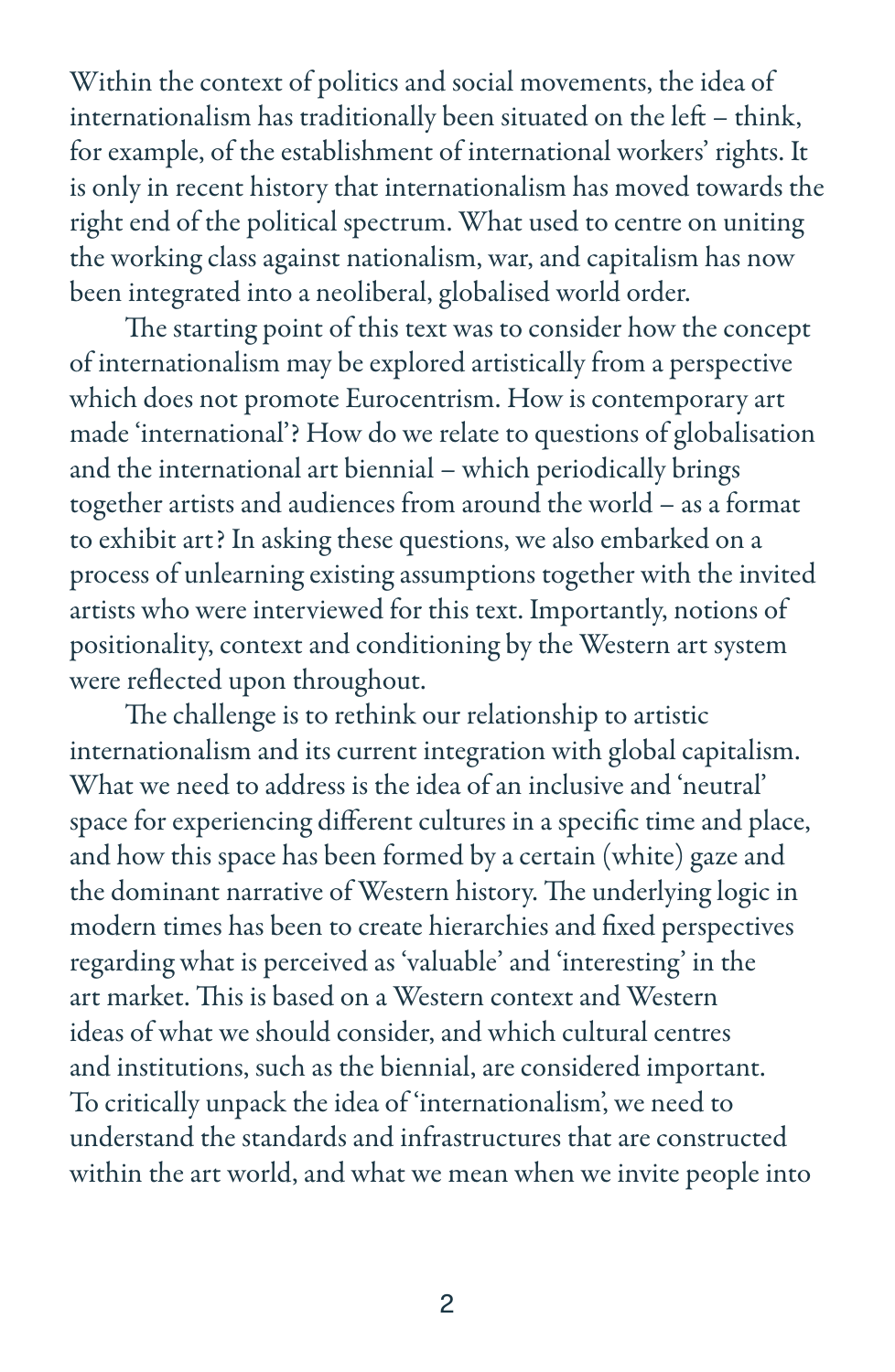Within the context of politics and social movements, the idea of internationalism has traditionally been situated on the left – think, for example, of the establishment of international workers' rights. It is only in recent history that internationalism has moved towards the right end of the political spectrum. What used to centre on uniting the working class against nationalism, war, and capitalism has now been integrated into a neoliberal, globalised world order.

The starting point of this text was to consider how the concept of internationalism may be explored artistically from a perspective which does not promote Eurocentrism. How is contemporary art made 'international'? How do we relate to questions of globalisation and the international art biennial – which periodically brings together artists and audiences from around the world – as a format to exhibit art? In asking these questions, we also embarked on a process of unlearning existing assumptions together with the invited artists who were interviewed for this text. Importantly, notions of positionality, context and conditioning by the Western art system were reflected upon throughout.

The challenge is to rethink our relationship to artistic internationalism and its current integration with global capitalism. What we need to address is the idea of an inclusive and 'neutral' space for experiencing different cultures in a specific time and place, and how this space has been formed by a certain (white) gaze and the dominant narrative of Western history. The underlying logic in modern times has been to create hierarchies and fixed perspectives regarding what is perceived as 'valuable' and 'interesting' in the art market. This is based on a Western context and Western ideas of what we should consider, and which cultural centres and institutions, such as the biennial, are considered important. To critically unpack the idea of 'internationalism', we need to understand the standards and infrastructures that are constructed within the art world, and what we mean when we invite people into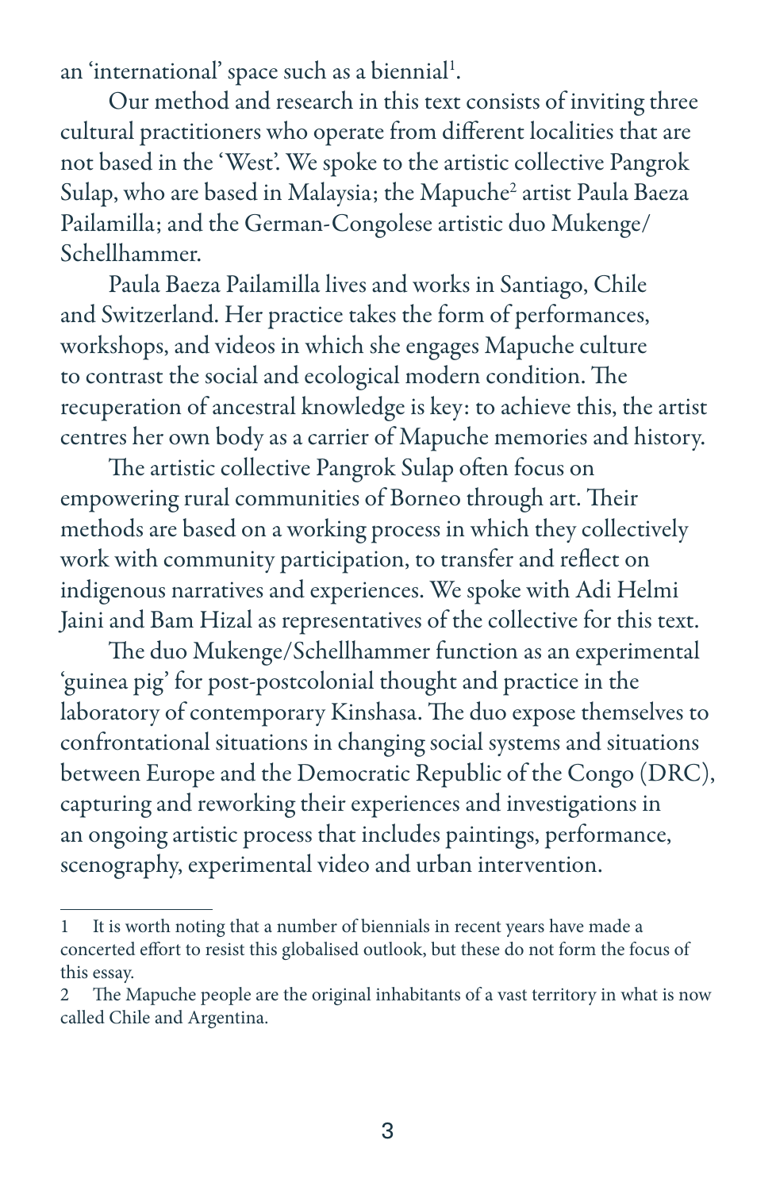an ‘international’ space such as a biennial[1].

Our method and research in this text consists of inviting three cultural practitioners who operate from different localities that are not based in the ‘West’. We spoke to the artistic collective Pangrok Sulap, who are based in Malaysia; the Mapuche[2] artist Paula Baeza Pailamilla; and the German-Congolese artistic duo Mukenge/Schellhammer.

Paula Baeza Pailamilla lives and works in Santiago, Chile and Switzerland. Her practice takes the form of performances, workshops, and videos in which she engages Mapuche culture to contrast the social and ecological modern condition. The recuperation of ancestral knowledge is key: to achieve this, the artist centres her own body as a carrier of Mapuche memories and history.

The artistic collective Pangrok Sulap often focus on empowering rural communities of Borneo through art. Their methods are based on a working process in which they collectively work with community participation, to transfer and reflect on indigenous narratives and experiences. We spoke with Adi Helmi Jaini and Bam Hizal as representatives of the collective for this text.

The duo Mukenge/Schellhammer function as an experimental ‘guinea pig’ for post-postcolonial thought and practice in the laboratory of contemporary Kinshasa. The duo expose themselves to confrontational situations in changing social systems and situations between Europe and the Democratic Republic of the Congo (DRC), capturing and reworking their experiences and investigations in an ongoing artistic process that includes paintings, performance, scenography, experimental video and urban intervention.

---

1 It is worth noting that a number of biennials in recent years have made a concerted effort to resist this globalised outlook, but these do not form the focus of this essay.

2 The Mapuche people are the original inhabitants of a vast territory in what is now called Chile and Argentina.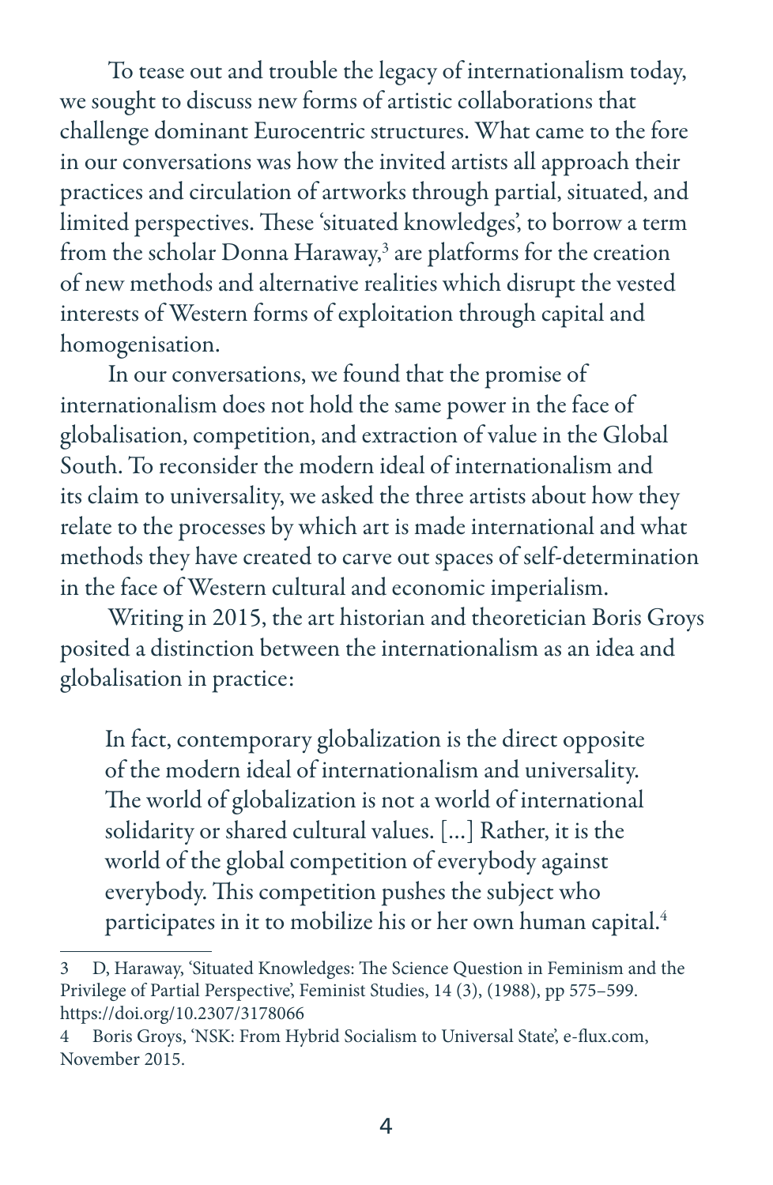To tease out and trouble the legacy of internationalism today, we sought to discuss new forms of artistic collaborations that challenge dominant Eurocentric structures. What came to the fore in our conversations was how the invited artists all approach their practices and circulation of artworks through partial, situated, and limited perspectives. These 'situated knowledges', to borrow a term from the scholar Donna Haraway,[3] are platforms for the creation of new methods and alternative realities which disrupt the vested interests of Western forms of exploitation through capital and homogenisation.

In our conversations, we found that the promise of internationalism does not hold the same power in the face of globalisation, competition, and extraction of value in the Global South. To reconsider the modern ideal of internationalism and its claim to universality, we asked the three artists about how they relate to the processes by which art is made international and what methods they have created to carve out spaces of self-determination in the face of Western cultural and economic imperialism.

Writing in 2015, the art historian and theoretician Boris Groys posited a distinction between the internationalism as an idea and globalisation in practice:

> In fact, contemporary globalization is the direct opposite of the modern ideal of internationalism and universality. The world of globalization is not a world of international solidarity or shared cultural values. [...] Rather, it is the world of the global competition of everybody against everybody. This competition pushes the subject who participates in it to mobilize his or her own human capital.[4]

---

3 D, Haraway, 'Situated Knowledges: The Science Question in Feminism and the Privilege of Partial Perspective', Feminist Studies, 14 (3), (1988), pp 575–599. https://doi.org/10.2307/3178066

4 Boris Groys, 'NSK: From Hybrid Socialism to Universal State', e-flux.com, November 2015.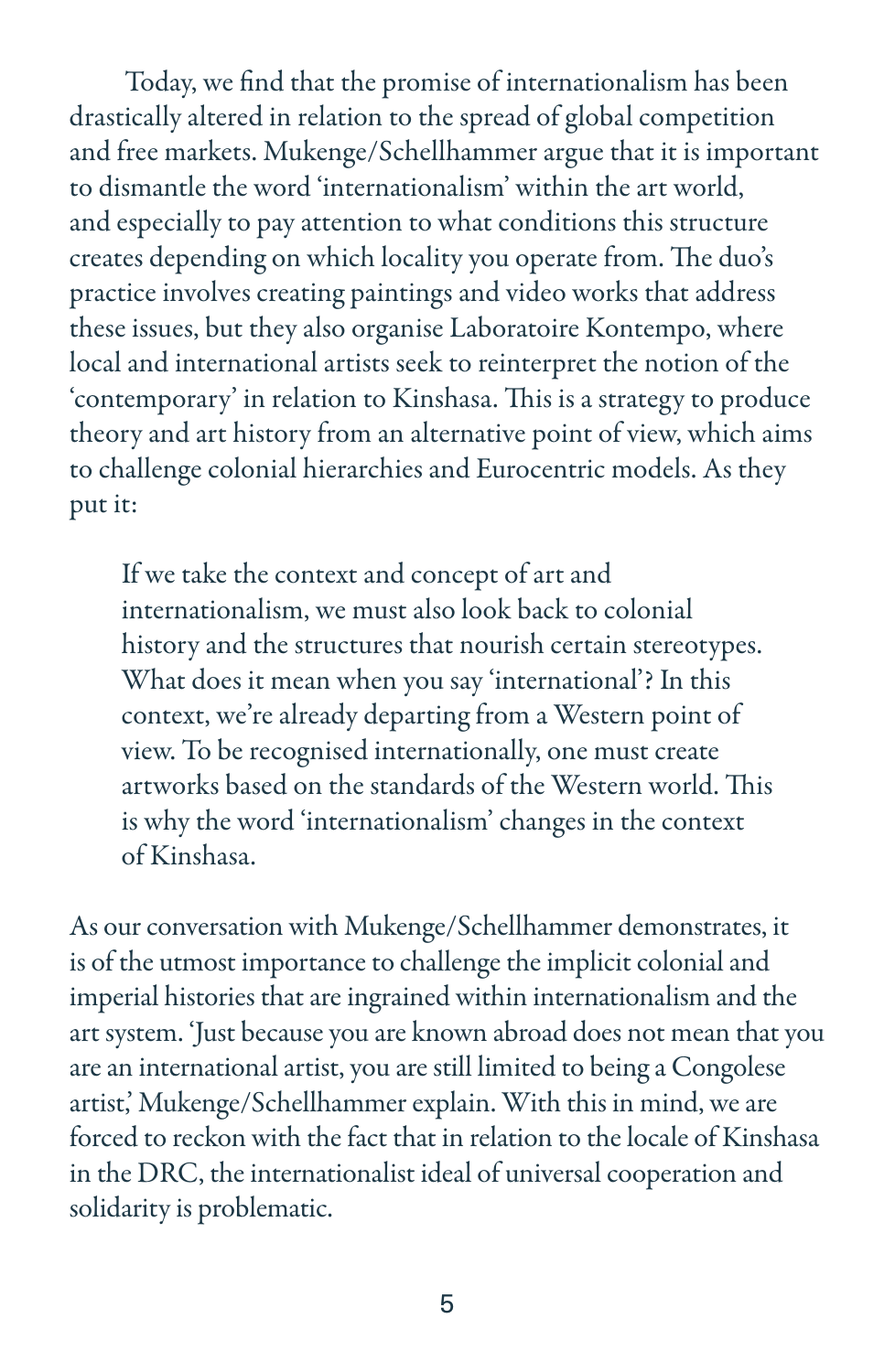Today, we find that the promise of internationalism has been drastically altered in relation to the spread of global competition and free markets. Mukenge/Schellhammer argue that it is important to dismantle the word 'internationalism' within the art world, and especially to pay attention to what conditions this structure creates depending on which locality you operate from. The duo's practice involves creating paintings and video works that address these issues, but they also organise Laboratoire Kontempo, where local and international artists seek to reinterpret the notion of the 'contemporary' in relation to Kinshasa. This is a strategy to produce theory and art history from an alternative point of view, which aims to challenge colonial hierarchies and Eurocentric models. As they put it:

> If we take the context and concept of art and internationalism, we must also look back to colonial history and the structures that nourish certain stereotypes. What does it mean when you say 'international'? In this context, we're already departing from a Western point of view. To be recognised internationally, one must create artworks based on the standards of the Western world. This is why the word 'internationalism' changes in the context of Kinshasa.

As our conversation with Mukenge/Schellhammer demonstrates, it is of the utmost importance to challenge the implicit colonial and imperial histories that are ingrained within internationalism and the art system. 'Just because you are known abroad does not mean that you are an international artist, you are still limited to being a Congolese artist,' Mukenge/Schellhammer explain. With this in mind, we are forced to reckon with the fact that in relation to the locale of Kinshasa in the DRC, the internationalist ideal of universal cooperation and solidarity is problematic.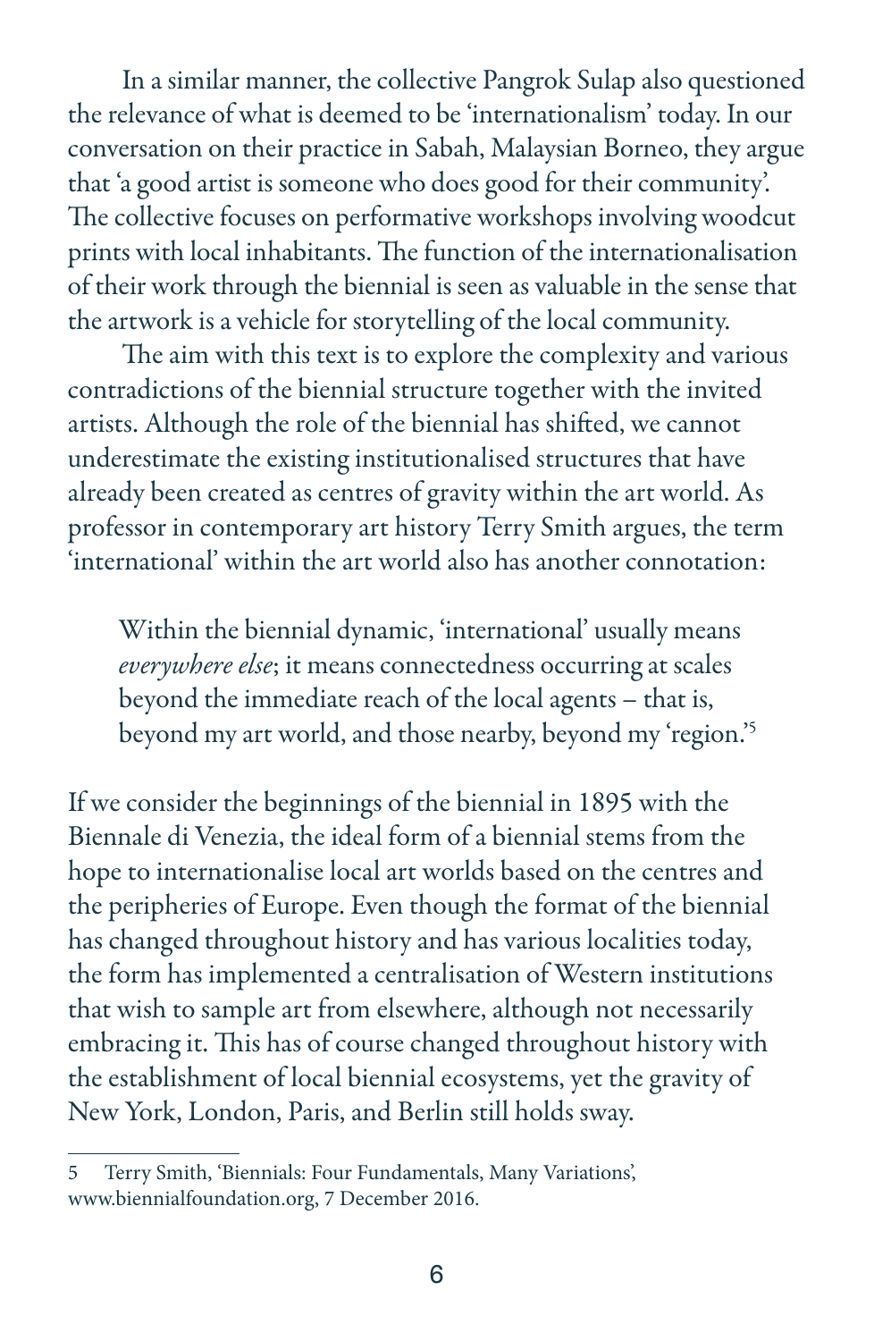In a similar manner, the collective Pangrok Sulap also questioned the relevance of what is deemed to be 'internationalism' today. In our conversation on their practice in Sabah, Malaysian Borneo, they argue that 'a good artist is someone who does good for their community'. The collective focuses on performative workshops involving woodcut prints with local inhabitants. The function of the internationalisation of their work through the biennial is seen as valuable in the sense that the artwork is a vehicle for storytelling of the local community.

The aim with this text is to explore the complexity and various contradictions of the biennial structure together with the invited artists. Although the role of the biennial has shifted, we cannot underestimate the existing institutionalised structures that have already been created as centres of gravity within the art world. As professor in contemporary art history Terry Smith argues, the term 'international' within the art world also has another connotation:

> Within the biennial dynamic, 'international' usually means *everywhere else*; it means connectedness occurring at scales beyond the immediate reach of the local agents – that is, beyond my art world, and those nearby, beyond my 'region.'[5]

If we consider the beginnings of the biennial in 1895 with the Biennale di Venezia, the ideal form of a biennial stems from the hope to internationalise local art worlds based on the centres and the peripheries of Europe. Even though the format of the biennial has changed throughout history and has various localities today, the form has implemented a centralisation of Western institutions that wish to sample art from elsewhere, although not necessarily embracing it. This has of course changed throughout history with the establishment of local biennial ecosystems, yet the gravity of New York, London, Paris, and Berlin still holds sway.

---

5 Terry Smith, 'Biennials: Four Fundamentals, Many Variations', www.biennialfoundation.org, 7 December 2016.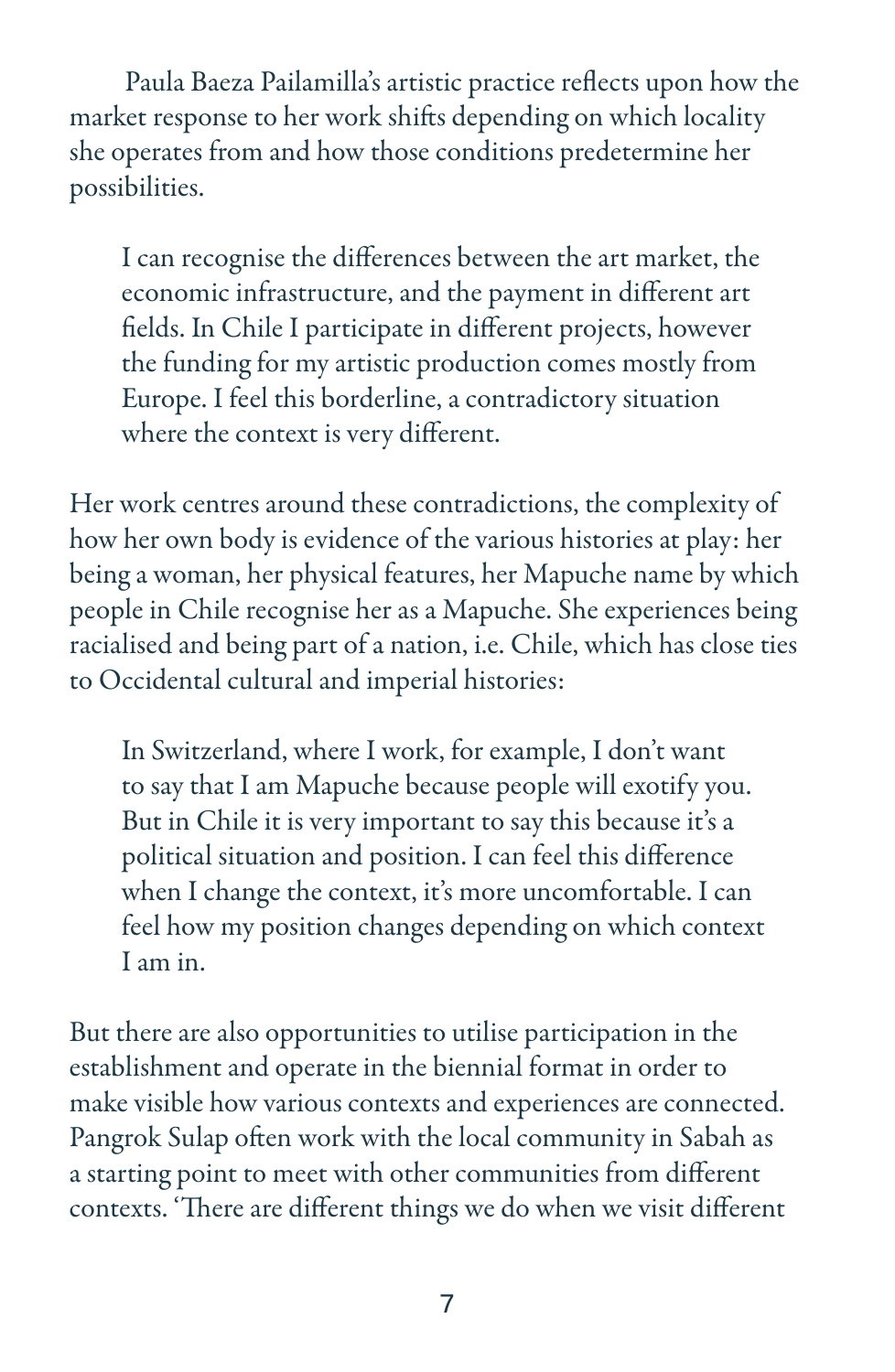Paula Baeza Pailamilla's artistic practice reflects upon how the market response to her work shifts depending on which locality she operates from and how those conditions predetermine her possibilities.

> I can recognise the differences between the art market, the economic infrastructure, and the payment in different art fields. In Chile I participate in different projects, however the funding for my artistic production comes mostly from Europe. I feel this borderline, a contradictory situation where the context is very different.

Her work centres around these contradictions, the complexity of how her own body is evidence of the various histories at play: her being a woman, her physical features, her Mapuche name by which people in Chile recognise her as a Mapuche. She experiences being racialised and being part of a nation, i.e. Chile, which has close ties to Occidental cultural and imperial histories:

> In Switzerland, where I work, for example, I don't want to say that I am Mapuche because people will exotify you. But in Chile it is very important to say this because it's a political situation and position. I can feel this difference when I change the context, it's more uncomfortable. I can feel how my position changes depending on which context I am in.

But there are also opportunities to utilise participation in the establishment and operate in the biennial format in order to make visible how various contexts and experiences are connected. Pangrok Sulap often work with the local community in Sabah as a starting point to meet with other communities from different contexts. 'There are different things we do when we visit different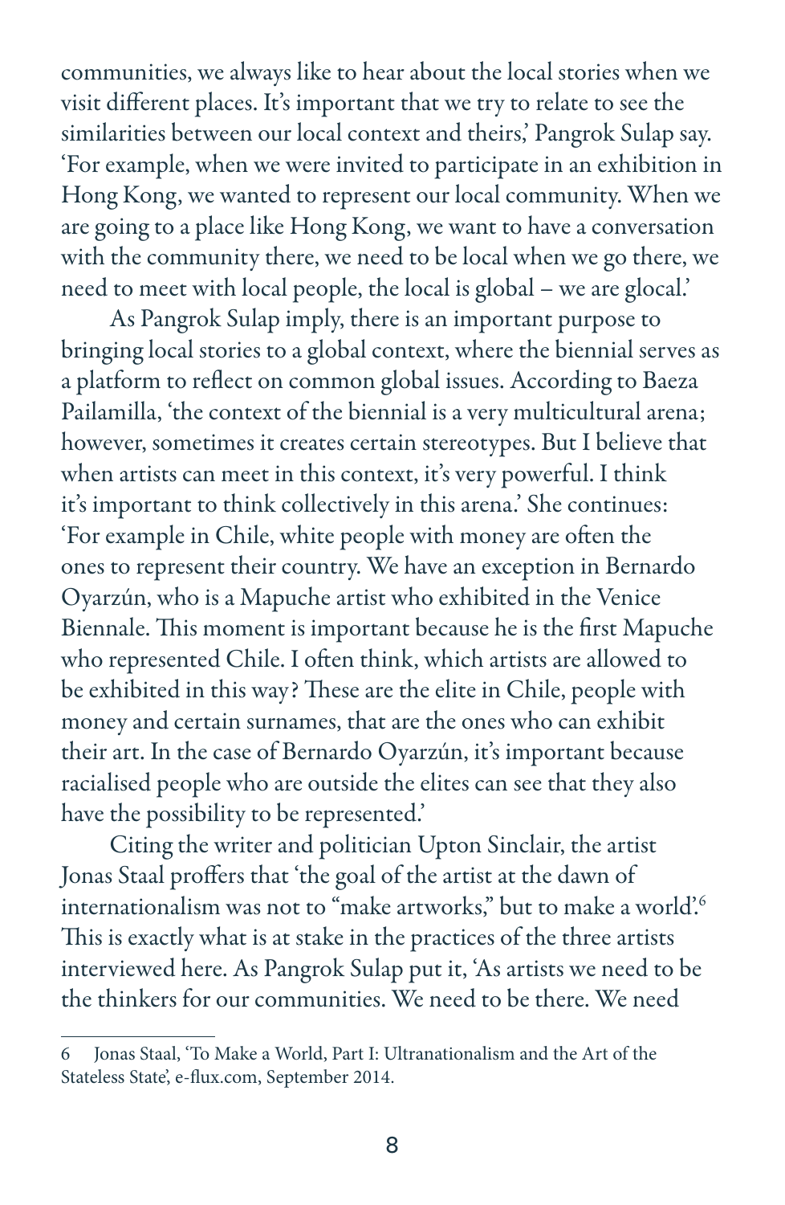communities, we always like to hear about the local stories when we visit different places. It's important that we try to relate to see the similarities between our local context and theirs,' Pangrok Sulap say. 'For example, when we were invited to participate in an exhibition in Hong Kong, we wanted to represent our local community. When we are going to a place like Hong Kong, we want to have a conversation with the community there, we need to be local when we go there, we need to meet with local people, the local is global – we are glocal.'

As Pangrok Sulap imply, there is an important purpose to bringing local stories to a global context, where the biennial serves as a platform to reflect on common global issues. According to Baeza Pailamilla, 'the context of the biennial is a very multicultural arena; however, sometimes it creates certain stereotypes. But I believe that when artists can meet in this context, it's very powerful. I think it's important to think collectively in this arena.' She continues: 'For example in Chile, white people with money are often the ones to represent their country. We have an exception in Bernardo Oyarzún, who is a Mapuche artist who exhibited in the Venice Biennale. This moment is important because he is the first Mapuche who represented Chile. I often think, which artists are allowed to be exhibited in this way? These are the elite in Chile, people with money and certain surnames, that are the ones who can exhibit their art. In the case of Bernardo Oyarzún, it's important because racialised people who are outside the elites can see that they also have the possibility to be represented.'

Citing the writer and politician Upton Sinclair, the artist Jonas Staal proffers that 'the goal of the artist at the dawn of internationalism was not to "make artworks," but to make a world'.[6] This is exactly what is at stake in the practices of the three artists interviewed here. As Pangrok Sulap put it, 'As artists we need to be the thinkers for our communities. We need to be there. We need

---

6 Jonas Staal, 'To Make a World, Part I: Ultranationalism and the Art of the Stateless State', e-flux.com, September 2014.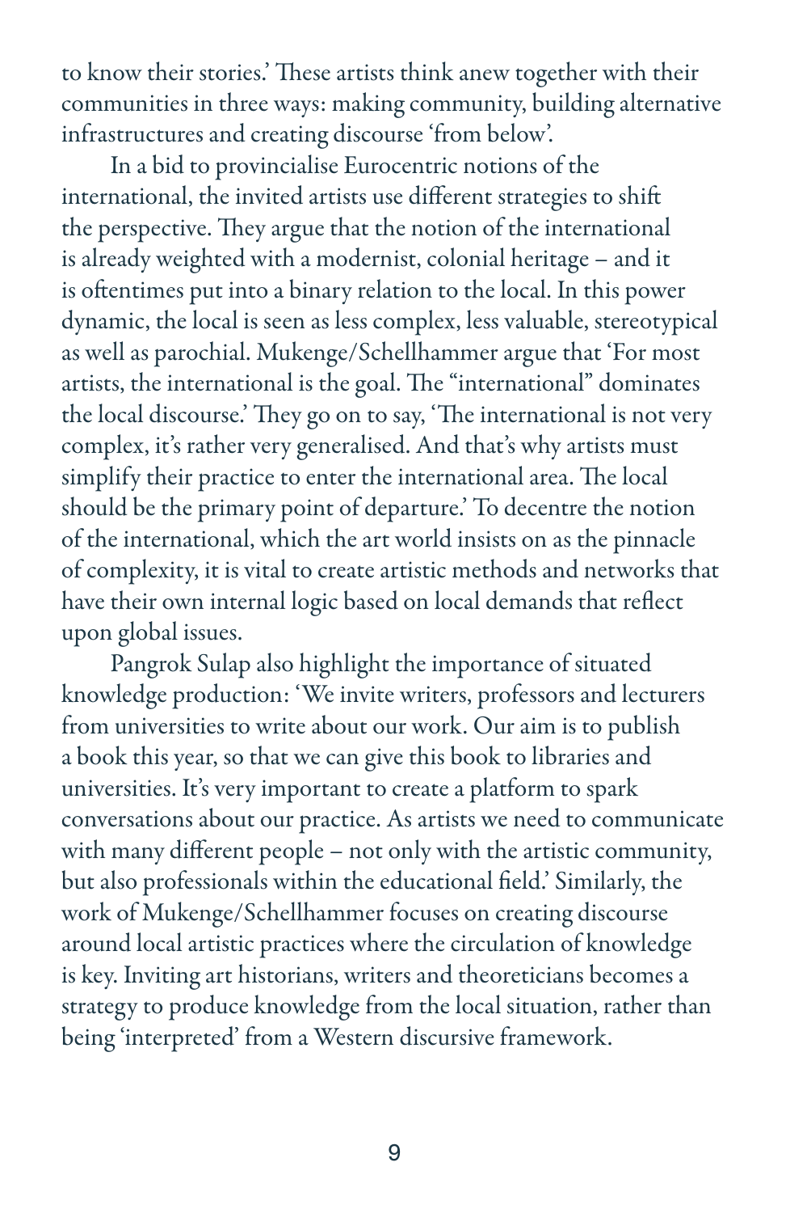to know their stories.' These artists think anew together with their communities in three ways: making community, building alternative infrastructures and creating discourse 'from below'.

In a bid to provincialise Eurocentric notions of the international, the invited artists use different strategies to shift the perspective. They argue that the notion of the international is already weighted with a modernist, colonial heritage – and it is oftentimes put into a binary relation to the local. In this power dynamic, the local is seen as less complex, less valuable, stereotypical as well as parochial. Mukenge/Schellhammer argue that 'For most artists, the international is the goal. The "international" dominates the local discourse.' They go on to say, 'The international is not very complex, it's rather very generalised. And that's why artists must simplify their practice to enter the international area. The local should be the primary point of departure.' To decentre the notion of the international, which the art world insists on as the pinnacle of complexity, it is vital to create artistic methods and networks that have their own internal logic based on local demands that reflect upon global issues.

Pangrok Sulap also highlight the importance of situated knowledge production: 'We invite writers, professors and lecturers from universities to write about our work. Our aim is to publish a book this year, so that we can give this book to libraries and universities. It's very important to create a platform to spark conversations about our practice. As artists we need to communicate with many different people – not only with the artistic community, but also professionals within the educational field.' Similarly, the work of Mukenge/Schellhammer focuses on creating discourse around local artistic practices where the circulation of knowledge is key. Inviting art historians, writers and theoreticians becomes a strategy to produce knowledge from the local situation, rather than being 'interpreted' from a Western discursive framework.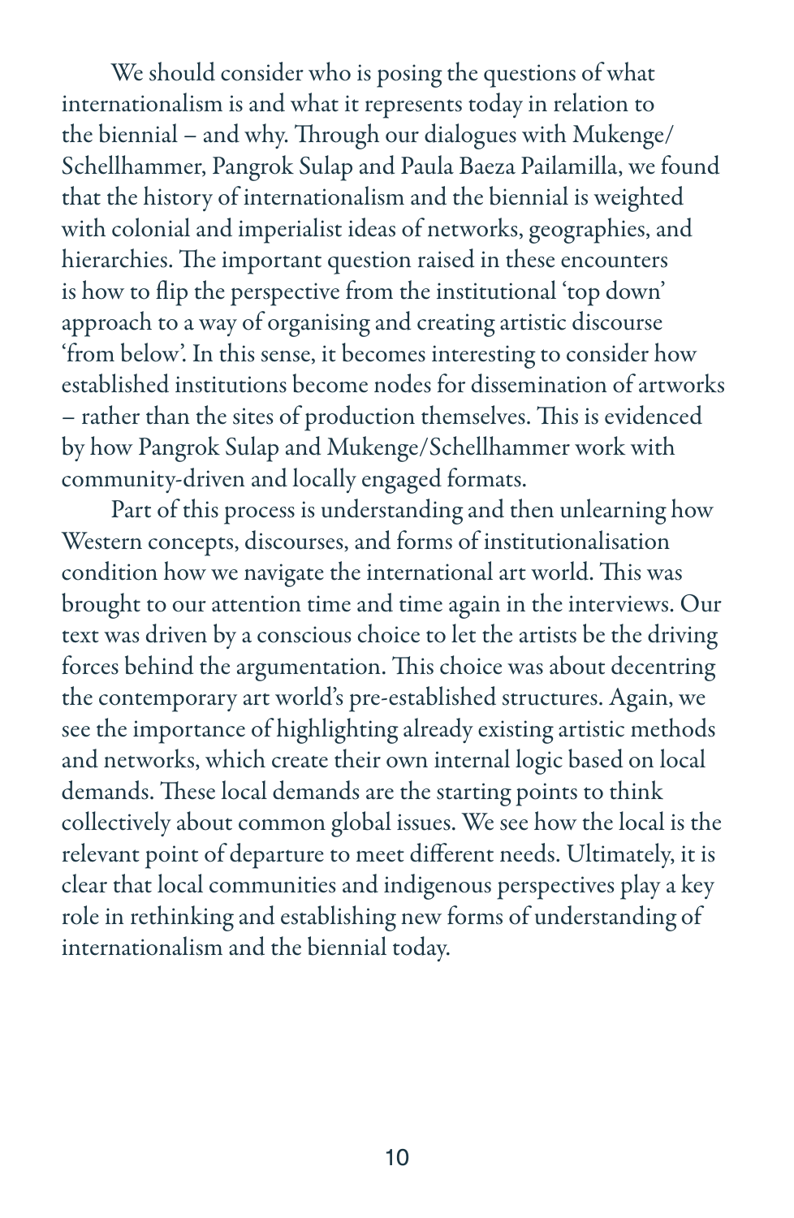We should consider who is posing the questions of what internationalism is and what it represents today in relation to the biennial – and why. Through our dialogues with Mukenge/Schellhammer, Pangrok Sulap and Paula Baeza Pailamilla, we found that the history of internationalism and the biennial is weighted with colonial and imperialist ideas of networks, geographies, and hierarchies. The important question raised in these encounters is how to flip the perspective from the institutional 'top down' approach to a way of organising and creating artistic discourse 'from below'. In this sense, it becomes interesting to consider how established institutions become nodes for dissemination of artworks – rather than the sites of production themselves. This is evidenced by how Pangrok Sulap and Mukenge/Schellhammer work with community-driven and locally engaged formats.

Part of this process is understanding and then unlearning how Western concepts, discourses, and forms of institutionalisation condition how we navigate the international art world. This was brought to our attention time and time again in the interviews. Our text was driven by a conscious choice to let the artists be the driving forces behind the argumentation. This choice was about decentring the contemporary art world's pre-established structures. Again, we see the importance of highlighting already existing artistic methods and networks, which create their own internal logic based on local demands. These local demands are the starting points to think collectively about common global issues. We see how the local is the relevant point of departure to meet different needs. Ultimately, it is clear that local communities and indigenous perspectives play a key role in rethinking and establishing new forms of understanding of internationalism and the biennial today.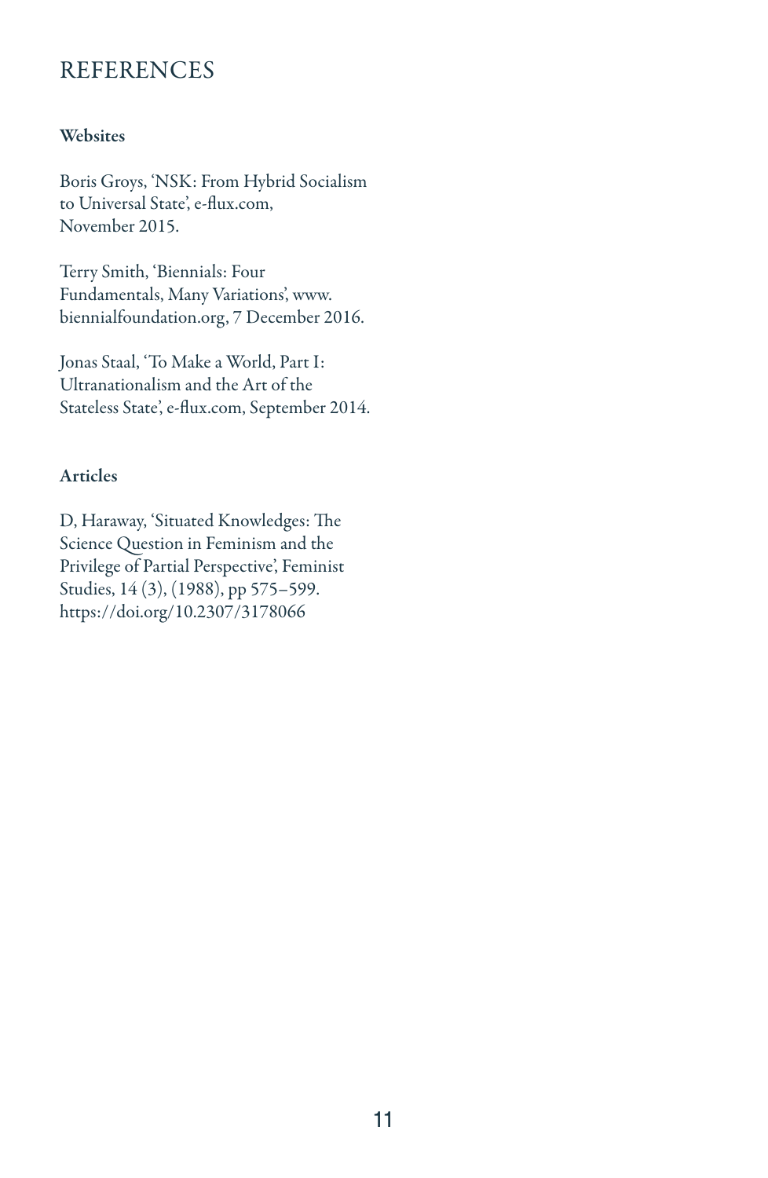# REFERENCES

**Websites**

Boris Groys, 'NSK: From Hybrid Socialism to Universal State', e-flux.com, November 2015.

Terry Smith, 'Biennials: Four Fundamentals, Many Variations', www.biennialfoundation.org, 7 December 2016.

Jonas Staal, 'To Make a World, Part I: Ultranationalism and the Art of the Stateless State', e-flux.com, September 2014.

**Articles**

D, Haraway, 'Situated Knowledges: The Science Question in Feminism and the Privilege of Partial Perspective', Feminist Studies, 14 (3), (1988), pp 575–599. https://doi.org/10.2307/3178066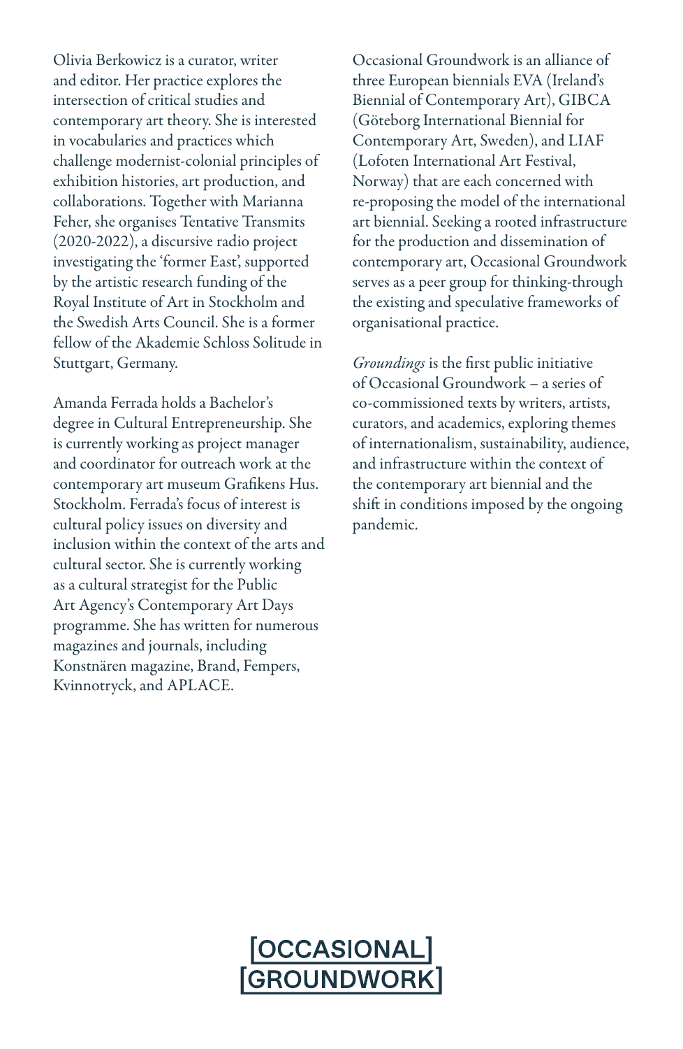Olivia Berkowicz is a curator, writer and editor. Her practice explores the intersection of critical studies and contemporary art theory. She is interested in vocabularies and practices which challenge modernist-colonial principles of exhibition histories, art production, and collaborations. Together with Marianna Feher, she organises Tentative Transmits (2020-2022), a discursive radio project investigating the 'former East', supported by the artistic research funding of the Royal Institute of Art in Stockholm and the Swedish Arts Council. She is a former fellow of the Akademie Schloss Solitude in Stuttgart, Germany.

Amanda Ferrada holds a Bachelor's degree in Cultural Entrepreneurship. She is currently working as project manager and coordinator for outreach work at the contemporary art museum Grafikens Hus. Stockholm. Ferrada's focus of interest is cultural policy issues on diversity and inclusion within the context of the arts and cultural sector. She is currently working as a cultural strategist for the Public Art Agency's Contemporary Art Days programme. She has written for numerous magazines and journals, including Konstnären magazine, Brand, Fempers, Kvinnotryck, and APLACE.

Occasional Groundwork is an alliance of three European biennials EVA (Ireland's Biennial of Contemporary Art), GIBCA (Göteborg International Biennial for Contemporary Art, Sweden), and LIAF (Lofoten International Art Festival, Norway) that are each concerned with re-proposing the model of the international art biennial. Seeking a rooted infrastructure for the production and dissemination of contemporary art, Occasional Groundwork serves as a peer group for thinking-through the existing and speculative frameworks of organisational practice.

*Groundings* is the first public initiative of Occasional Groundwork – a series of co-commissioned texts by writers, artists, curators, and academics, exploring themes of internationalism, sustainability, audience, and infrastructure within the context of the contemporary art biennial and the shift in conditions imposed by the ongoing pandemic.

[OCCASIONAL]
[GROUNDWORK]